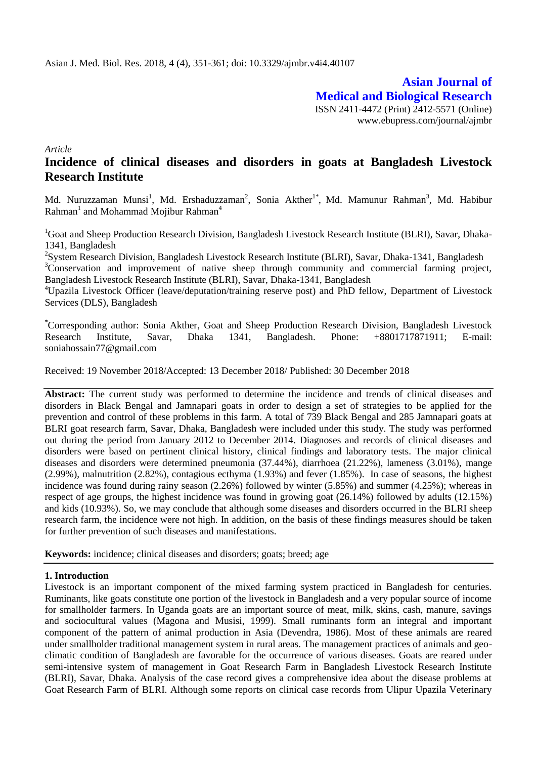Asian J. Med. Biol. Res. 2018, 4 (4), 351-361; doi: 10.3329/ajmbr.v4i4.40107

**Asian Journal of Medical and Biological Research**

ISSN 2411-4472 (Print) 2412-5571 (Online)
www.ebupress.com/journal/ajmbr

*Article*

# Incidence of clinical diseases and disorders in goats at Bangladesh Livestock Research Institute

Md. Nuruzzaman Munsi[1], Md. Ershaduzzaman[2], Sonia Akther[1*], Md. Mamunur Rahman[3], Md. Habibur Rahman[1] and Mohammad Mojibur Rahman[4]

[1]Goat and Sheep Production Research Division, Bangladesh Livestock Research Institute (BLRI), Savar, Dhaka-1341, Bangladesh

[2]System Research Division, Bangladesh Livestock Research Institute (BLRI), Savar, Dhaka-1341, Bangladesh

[3]Conservation and improvement of native sheep through community and commercial farming project, Bangladesh Livestock Research Institute (BLRI), Savar, Dhaka-1341, Bangladesh

[4]Upazila Livestock Officer (leave/deputation/training reserve post) and PhD fellow, Department of Livestock Services (DLS), Bangladesh

[*]Corresponding author: Sonia Akther, Goat and Sheep Production Research Division, Bangladesh Livestock Research Institute, Savar, Dhaka 1341, Bangladesh. Phone: +8801717871911; E-mail: soniahossain77@gmail.com

Received: 19 November 2018/Accepted: 13 December 2018/ Published: 30 December 2018

**Abstract:** The current study was performed to determine the incidence and trends of clinical diseases and disorders in Black Bengal and Jamnapari goats in order to design a set of strategies to be applied for the prevention and control of these problems in this farm. A total of 739 Black Bengal and 285 Jamnapari goats at BLRI goat research farm, Savar, Dhaka, Bangladesh were included under this study. The study was performed out during the period from January 2012 to December 2014. Diagnoses and records of clinical diseases and disorders were based on pertinent clinical history, clinical findings and laboratory tests. The major clinical diseases and disorders were determined pneumonia (37.44%), diarrhoea (21.22%), lameness (3.01%), mange (2.99%), malnutrition (2.82%), contagious ecthyma (1.93%) and fever (1.85%). In case of seasons, the highest incidence was found during rainy season (2.26%) followed by winter (5.85%) and summer (4.25%); whereas in respect of age groups, the highest incidence was found in growing goat (26.14%) followed by adults (12.15%) and kids (10.93%). So, we may conclude that although some diseases and disorders occurred in the BLRI sheep research farm, the incidence were not high. In addition, on the basis of these findings measures should be taken for further prevention of such diseases and manifestations.

**Keywords:** incidence; clinical diseases and disorders; goats; breed; age

## 1. Introduction

Livestock is an important component of the mixed farming system practiced in Bangladesh for centuries. Ruminants, like goats constitute one portion of the livestock in Bangladesh and a very popular source of income for smallholder farmers. In Uganda goats are an important source of meat, milk, skins, cash, manure, savings and sociocultural values (Magona and Musisi, 1999). Small ruminants form an integral and important component of the pattern of animal production in Asia (Devendra, 1986). Most of these animals are reared under smallholder traditional management system in rural areas. The management practices of animals and geo-climatic condition of Bangladesh are favorable for the occurrence of various diseases. Goats are reared under semi-intensive system of management in Goat Research Farm in Bangladesh Livestock Research Institute (BLRI), Savar, Dhaka. Analysis of the case record gives a comprehensive idea about the disease problems at Goat Research Farm of BLRI. Although some reports on clinical case records from Ulipur Upazila Veterinary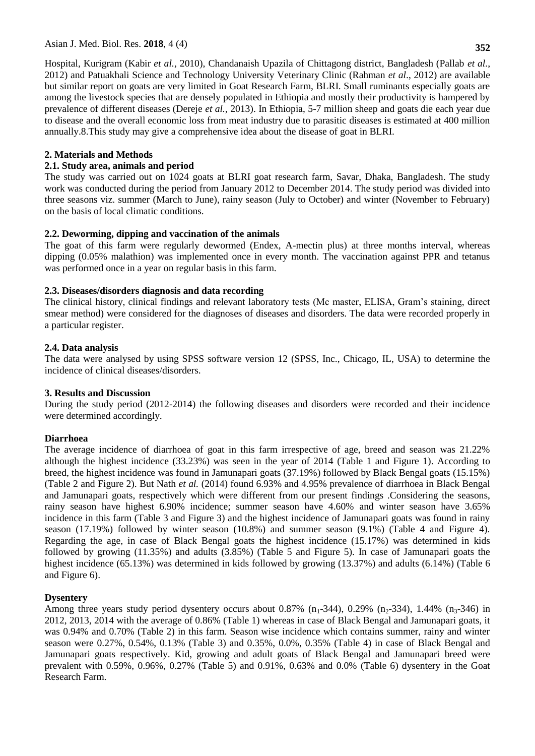Hospital, Kurigram (Kabir *et al.*, 2010), Chandanaish Upazila of Chittagong district, Bangladesh (Pallab *et al.*, 2012) and Patuakhali Science and Technology University Veterinary Clinic (Rahman *et al*., 2012) are available but similar report on goats are very limited in Goat Research Farm, BLRI. Small ruminants especially goats are among the livestock species that are densely populated in Ethiopia and mostly their productivity is hampered by prevalence of different diseases (Dereje *et al.,* 2013). In Ethiopia, 5-7 million sheep and goats die each year due to disease and the overall economic loss from meat industry due to parasitic diseases is estimated at 400 million annually.8.This study may give a comprehensive idea about the disease of goat in BLRI.

## 2. Materials and Methods

### 2.1. Study area, animals and period

The study was carried out on 1024 goats at BLRI goat research farm, Savar, Dhaka, Bangladesh. The study work was conducted during the period from January 2012 to December 2014. The study period was divided into three seasons viz. summer (March to June), rainy season (July to October) and winter (November to February) on the basis of local climatic conditions.

### 2.2. Deworming, dipping and vaccination of the animals

The goat of this farm were regularly dewormed (Endex, A-mectin plus) at three months interval, whereas dipping (0.05% malathion) was implemented once in every month. The vaccination against PPR and tetanus was performed once in a year on regular basis in this farm.

### 2.3. Diseases/disorders diagnosis and data recording

The clinical history, clinical findings and relevant laboratory tests (Mc master, ELISA, Gram's staining, direct smear method) were considered for the diagnoses of diseases and disorders. The data were recorded properly in a particular register.

### 2.4. Data analysis

The data were analysed by using SPSS software version 12 (SPSS, Inc., Chicago, IL, USA) to determine the incidence of clinical diseases/disorders.

## 3. Results and Discussion

During the study period (2012-2014) the following diseases and disorders were recorded and their incidence were determined accordingly.

**Diarrhoea**

The average incidence of diarrhoea of goat in this farm irrespective of age, breed and season was 21.22% although the highest incidence (33.23%) was seen in the year of 2014 (Table 1 and Figure 1). According to breed, the highest incidence was found in Jamunapari goats (37.19%) followed by Black Bengal goats (15.15%) (Table 2 and Figure 2). But Nath *et al.* (2014) found 6.93% and 4.95% prevalence of diarrhoea in Black Bengal and Jamunapari goats, respectively which were different from our present findings .Considering the seasons, rainy season have highest 6.90% incidence; summer season have 4.60% and winter season have 3.65% incidence in this farm (Table 3 and Figure 3) and the highest incidence of Jamunapari goats was found in rainy season (17.19%) followed by winter season (10.8%) and summer season (9.1%) (Table 4 and Figure 4). Regarding the age, in case of Black Bengal goats the highest incidence (15.17%) was determined in kids followed by growing (11.35%) and adults (3.85%) (Table 5 and Figure 5). In case of Jamunapari goats the highest incidence (65.13%) was determined in kids followed by growing (13.37%) and adults (6.14%) (Table 6 and Figure 6).

**Dysentery**

Among three years study period dysentery occurs about 0.87% ($n_1$-344), 0.29% ($n_2$-334), 1.44% ($n_3$-346) in 2012, 2013, 2014 with the average of 0.86% (Table 1) whereas in case of Black Bengal and Jamunapari goats, it was 0.94% and 0.70% (Table 2) in this farm. Season wise incidence which contains summer, rainy and winter season were 0.27%, 0.54%, 0.13% (Table 3) and 0.35%, 0.0%, 0.35% (Table 4) in case of Black Bengal and Jamunapari goats respectively. Kid, growing and adult goats of Black Bengal and Jamunapari breed were prevalent with 0.59%, 0.96%, 0.27% (Table 5) and 0.91%, 0.63% and 0.0% (Table 6) dysentery in the Goat Research Farm.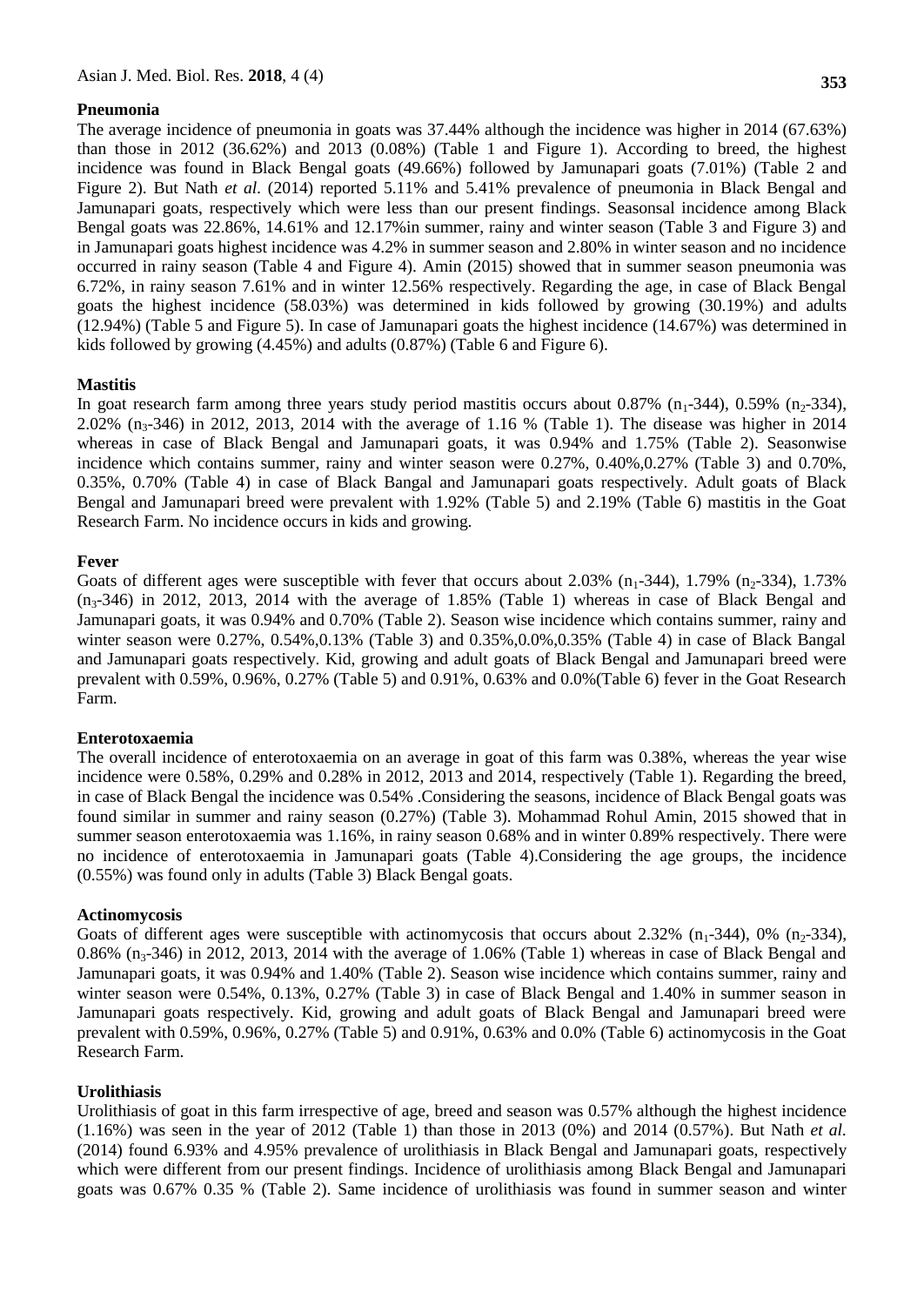**Pneumonia**

The average incidence of pneumonia in goats was 37.44% although the incidence was higher in 2014 (67.63%) than those in 2012 (36.62%) and 2013 (0.08%) (Table 1 and Figure 1). According to breed, the highest incidence was found in Black Bengal goats (49.66%) followed by Jamunapari goats (7.01%) (Table 2 and Figure 2). But Nath *et al.* (2014) reported 5.11% and 5.41% prevalence of pneumonia in Black Bengal and Jamunapari goats, respectively which were less than our present findings. Seasonsal incidence among Black Bengal goats was 22.86%, 14.61% and 12.17% in summer, rainy and winter season (Table 3 and Figure 3) and in Jamunapari goats highest incidence was 4.2% in summer season and 2.80% in winter season and no incidence occurred in rainy season (Table 4 and Figure 4). Amin (2015) showed that in summer season pneumonia was 6.72%, in rainy season 7.61% and in winter 12.56% respectively. Regarding the age, in case of Black Bengal goats the highest incidence (58.03%) was determined in kids followed by growing (30.19%) and adults (12.94%) (Table 5 and Figure 5). In case of Jamunapari goats the highest incidence (14.67%) was determined in kids followed by growing (4.45%) and adults (0.87%) (Table 6 and Figure 6).

**Mastitis**

In goat research farm among three years study period mastitis occurs about 0.87% ($n_1$-344), 0.59% ($n_2$-334), 2.02% ($n_3$-346) in 2012, 2013, 2014 with the average of 1.16 % (Table 1). The disease was higher in 2014 whereas in case of Black Bengal and Jamunapari goats, it was 0.94% and 1.75% (Table 2). Seasonwise incidence which contains summer, rainy and winter season were 0.27%, 0.40%,0.27% (Table 3) and 0.70%, 0.35%, 0.70% (Table 4) in case of Black Bangal and Jamunapari goats respectively. Adult goats of Black Bengal and Jamunapari breed were prevalent with 1.92% (Table 5) and 2.19% (Table 6) mastitis in the Goat Research Farm. No incidence occurs in kids and growing.

**Fever**

Goats of different ages were susceptible with fever that occurs about 2.03% ($n_1$-344), 1.79% ($n_2$-334), 1.73% ($n_3$-346) in 2012, 2013, 2014 with the average of 1.85% (Table 1) whereas in case of Black Bengal and Jamunapari goats, it was 0.94% and 0.70% (Table 2). Season wise incidence which contains summer, rainy and winter season were 0.27%, 0.54%,0.13% (Table 3) and 0.35%,0.0%,0.35% (Table 4) in case of Black Bangal and Jamunapari goats respectively. Kid, growing and adult goats of Black Bengal and Jamunapari breed were prevalent with 0.59%, 0.96%, 0.27% (Table 5) and 0.91%, 0.63% and 0.0%(Table 6) fever in the Goat Research Farm.

**Enterotoxaemia**

The overall incidence of enterotoxaemia on an average in goat of this farm was 0.38%, whereas the year wise incidence were 0.58%, 0.29% and 0.28% in 2012, 2013 and 2014, respectively (Table 1). Regarding the breed, in case of Black Bengal the incidence was 0.54% .Considering the seasons, incidence of Black Bengal goats was found similar in summer and rainy season (0.27%) (Table 3). Mohammad Rohul Amin, 2015 showed that in summer season enterotoxaemia was 1.16%, in rainy season 0.68% and in winter 0.89% respectively. There were no incidence of enterotoxaemia in Jamunapari goats (Table 4).Considering the age groups, the incidence (0.55%) was found only in adults (Table 3) Black Bengal goats.

**Actinomycosis**

Goats of different ages were susceptible with actinomycosis that occurs about 2.32% ($n_1$-344), 0% ($n_2$-334), 0.86% ($n_3$-346) in 2012, 2013, 2014 with the average of 1.06% (Table 1) whereas in case of Black Bengal and Jamunapari goats, it was 0.94% and 1.40% (Table 2). Season wise incidence which contains summer, rainy and winter season were 0.54%, 0.13%, 0.27% (Table 3) in case of Black Bengal and 1.40% in summer season in Jamunapari goats respectively. Kid, growing and adult goats of Black Bengal and Jamunapari breed were prevalent with 0.59%, 0.96%, 0.27% (Table 5) and 0.91%, 0.63% and 0.0% (Table 6) actinomycosis in the Goat Research Farm.

**Urolithiasis**

Urolithiasis of goat in this farm irrespective of age, breed and season was 0.57% although the highest incidence (1.16%) was seen in the year of 2012 (Table 1) than those in 2013 (0%) and 2014 (0.57%). But Nath *et al.* (2014) found 6.93% and 4.95% prevalence of urolithiasis in Black Bengal and Jamunapari goats, respectively which were different from our present findings. Incidence of urolithiasis among Black Bengal and Jamunapari goats was 0.67% 0.35 % (Table 2). Same incidence of urolithiasis was found in summer season and winter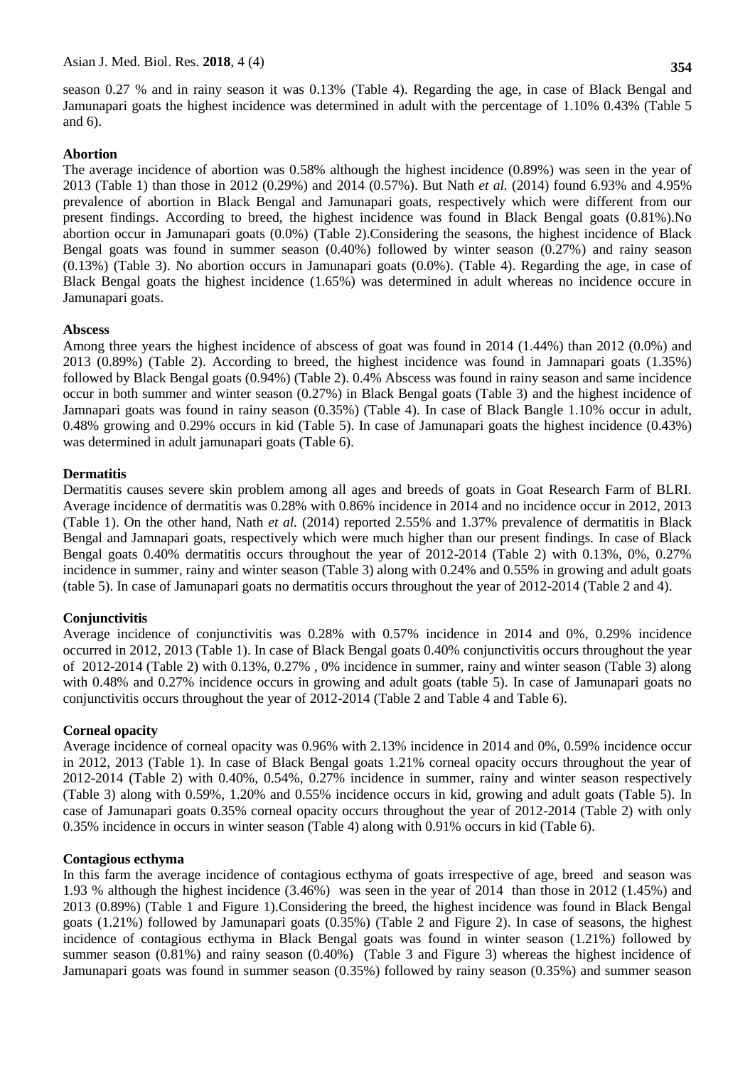season 0.27 % and in rainy season it was 0.13% (Table 4). Regarding the age, in case of Black Bengal and Jamunapari goats the highest incidence was determined in adult with the percentage of 1.10% 0.43% (Table 5 and 6).

### Abortion

The average incidence of abortion was 0.58% although the highest incidence (0.89%) was seen in the year of 2013 (Table 1) than those in 2012 (0.29%) and 2014 (0.57%). But Nath *et al.* (2014) found 6.93% and 4.95% prevalence of abortion in Black Bengal and Jamunapari goats, respectively which were different from our present findings. According to breed, the highest incidence was found in Black Bengal goats (0.81%).No abortion occur in Jamunapari goats (0.0%) (Table 2).Considering the seasons, the highest incidence of Black Bengal goats was found in summer season (0.40%) followed by winter season (0.27%) and rainy season (0.13%) (Table 3). No abortion occurs in Jamunapari goats (0.0%). (Table 4). Regarding the age, in case of Black Bengal goats the highest incidence (1.65%) was determined in adult whereas no incidence occure in Jamunapari goats.

### Abscess

Among three years the highest incidence of abscess of goat was found in 2014 (1.44%) than 2012 (0.0%) and 2013 (0.89%) (Table 2). According to breed, the highest incidence was found in Jamnapari goats (1.35%) followed by Black Bengal goats (0.94%) (Table 2). 0.4% Abscess was found in rainy season and same incidence occur in both summer and winter season (0.27%) in Black Bengal goats (Table 3) and the highest incidence of Jamnapari goats was found in rainy season (0.35%) (Table 4). In case of Black Bangle 1.10% occur in adult, 0.48% growing and 0.29% occurs in kid (Table 5). In case of Jamunapari goats the highest incidence (0.43%) was determined in adult jamunapari goats (Table 6).

### Dermatitis

Dermatitis causes severe skin problem among all ages and breeds of goats in Goat Research Farm of BLRI. Average incidence of dermatitis was 0.28% with 0.86% incidence in 2014 and no incidence occur in 2012, 2013 (Table 1). On the other hand, Nath *et al.* (2014) reported 2.55% and 1.37% prevalence of dermatitis in Black Bengal and Jamnapari goats, respectively which were much higher than our present findings. In case of Black Bengal goats 0.40% dermatitis occurs throughout the year of 2012-2014 (Table 2) with 0.13%, 0%, 0.27% incidence in summer, rainy and winter season (Table 3) along with 0.24% and 0.55% in growing and adult goats (table 5). In case of Jamunapari goats no dermatitis occurs throughout the year of 2012-2014 (Table 2 and 4).

### Conjunctivitis

Average incidence of conjunctivitis was 0.28% with 0.57% incidence in 2014 and 0%, 0.29% incidence occurred in 2012, 2013 (Table 1). In case of Black Bengal goats 0.40% conjunctivitis occurs throughout the year of 2012-2014 (Table 2) with 0.13%, 0.27% , 0% incidence in summer, rainy and winter season (Table 3) along with 0.48% and 0.27% incidence occurs in growing and adult goats (table 5). In case of Jamunapari goats no conjunctivitis occurs throughout the year of 2012-2014 (Table 2 and Table 4 and Table 6).

### Corneal opacity

Average incidence of corneal opacity was 0.96% with 2.13% incidence in 2014 and 0%, 0.59% incidence occur in 2012, 2013 (Table 1). In case of Black Bengal goats 1.21% corneal opacity occurs throughout the year of 2012-2014 (Table 2) with 0.40%, 0.54%, 0.27% incidence in summer, rainy and winter season respectively (Table 3) along with 0.59%, 1.20% and 0.55% incidence occurs in kid, growing and adult goats (Table 5). In case of Jamunapari goats 0.35% corneal opacity occurs throughout the year of 2012-2014 (Table 2) with only 0.35% incidence in occurs in winter season (Table 4) along with 0.91% occurs in kid (Table 6).

### Contagious ecthyma

In this farm the average incidence of contagious ecthyma of goats irrespective of age, breed and season was 1.93 % although the highest incidence (3.46%) was seen in the year of 2014 than those in 2012 (1.45%) and 2013 (0.89%) (Table 1 and Figure 1).Considering the breed, the highest incidence was found in Black Bengal goats (1.21%) followed by Jamunapari goats (0.35%) (Table 2 and Figure 2). In case of seasons, the highest incidence of contagious ecthyma in Black Bengal goats was found in winter season (1.21%) followed by summer season (0.81%) and rainy season (0.40%) (Table 3 and Figure 3) whereas the highest incidence of Jamunapari goats was found in summer season (0.35%) followed by rainy season (0.35%) and summer season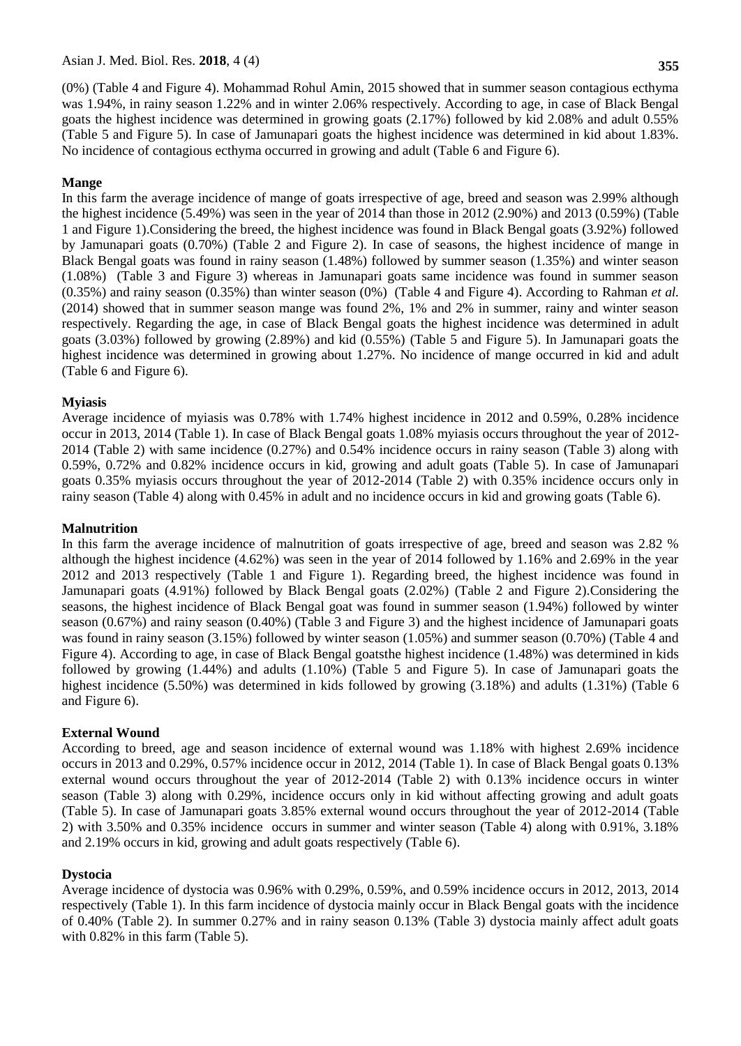(0%) (Table 4 and Figure 4). Mohammad Rohul Amin, 2015 showed that in summer season contagious ecthyma was 1.94%, in rainy season 1.22% and in winter 2.06% respectively. According to age, in case of Black Bengal goats the highest incidence was determined in growing goats (2.17%) followed by kid 2.08% and adult 0.55% (Table 5 and Figure 5). In case of Jamunapari goats the highest incidence was determined in kid about 1.83%. No incidence of contagious ecthyma occurred in growing and adult (Table 6 and Figure 6).

**Mange**

In this farm the average incidence of mange of goats irrespective of age, breed and season was 2.99% although the highest incidence (5.49%) was seen in the year of 2014 than those in 2012 (2.90%) and 2013 (0.59%) (Table 1 and Figure 1).Considering the breed, the highest incidence was found in Black Bengal goats (3.92%) followed by Jamunapari goats (0.70%) (Table 2 and Figure 2). In case of seasons, the highest incidence of mange in Black Bengal goats was found in rainy season (1.48%) followed by summer season (1.35%) and winter season (1.08%) (Table 3 and Figure 3) whereas in Jamunapari goats same incidence was found in summer season (0.35%) and rainy season (0.35%) than winter season (0%) (Table 4 and Figure 4). According to Rahman *et al.* (2014) showed that in summer season mange was found 2%, 1% and 2% in summer, rainy and winter season respectively. Regarding the age, in case of Black Bengal goats the highest incidence was determined in adult goats (3.03%) followed by growing (2.89%) and kid (0.55%) (Table 5 and Figure 5). In Jamunapari goats the highest incidence was determined in growing about 1.27%. No incidence of mange occurred in kid and adult (Table 6 and Figure 6).

**Myiasis**

Average incidence of myiasis was 0.78% with 1.74% highest incidence in 2012 and 0.59%, 0.28% incidence occur in 2013, 2014 (Table 1). In case of Black Bengal goats 1.08% myiasis occurs throughout the year of 2012-2014 (Table 2) with same incidence (0.27%) and 0.54% incidence occurs in rainy season (Table 3) along with 0.59%, 0.72% and 0.82% incidence occurs in kid, growing and adult goats (Table 5). In case of Jamunapari goats 0.35% myiasis occurs throughout the year of 2012-2014 (Table 2) with 0.35% incidence occurs only in rainy season (Table 4) along with 0.45% in adult and no incidence occurs in kid and growing goats (Table 6).

**Malnutrition**

In this farm the average incidence of malnutrition of goats irrespective of age, breed and season was 2.82 % although the highest incidence (4.62%) was seen in the year of 2014 followed by 1.16% and 2.69% in the year 2012 and 2013 respectively (Table 1 and Figure 1). Regarding breed, the highest incidence was found in Jamunapari goats (4.91%) followed by Black Bengal goats (2.02%) (Table 2 and Figure 2).Considering the seasons, the highest incidence of Black Bengal goat was found in summer season (1.94%) followed by winter season (0.67%) and rainy season (0.40%) (Table 3 and Figure 3) and the highest incidence of Jamunapari goats was found in rainy season (3.15%) followed by winter season (1.05%) and summer season (0.70%) (Table 4 and Figure 4). According to age, in case of Black Bengal goatsthe highest incidence (1.48%) was determined in kids followed by growing (1.44%) and adults (1.10%) (Table 5 and Figure 5). In case of Jamunapari goats the highest incidence (5.50%) was determined in kids followed by growing (3.18%) and adults (1.31%) (Table 6 and Figure 6).

**External Wound**

According to breed, age and season incidence of external wound was 1.18% with highest 2.69% incidence occurs in 2013 and 0.29%, 0.57% incidence occur in 2012, 2014 (Table 1). In case of Black Bengal goats 0.13% external wound occurs throughout the year of 2012-2014 (Table 2) with 0.13% incidence occurs in winter season (Table 3) along with 0.29%, incidence occurs only in kid without affecting growing and adult goats (Table 5). In case of Jamunapari goats 3.85% external wound occurs throughout the year of 2012-2014 (Table 2) with 3.50% and 0.35% incidence occurs in summer and winter season (Table 4) along with 0.91%, 3.18% and 2.19% occurs in kid, growing and adult goats respectively (Table 6).

**Dystocia**

Average incidence of dystocia was 0.96% with 0.29%, 0.59%, and 0.59% incidence occurs in 2012, 2013, 2014 respectively (Table 1). In this farm incidence of dystocia mainly occur in Black Bengal goats with the incidence of 0.40% (Table 2). In summer 0.27% and in rainy season 0.13% (Table 3) dystocia mainly affect adult goats with 0.82% in this farm (Table 5).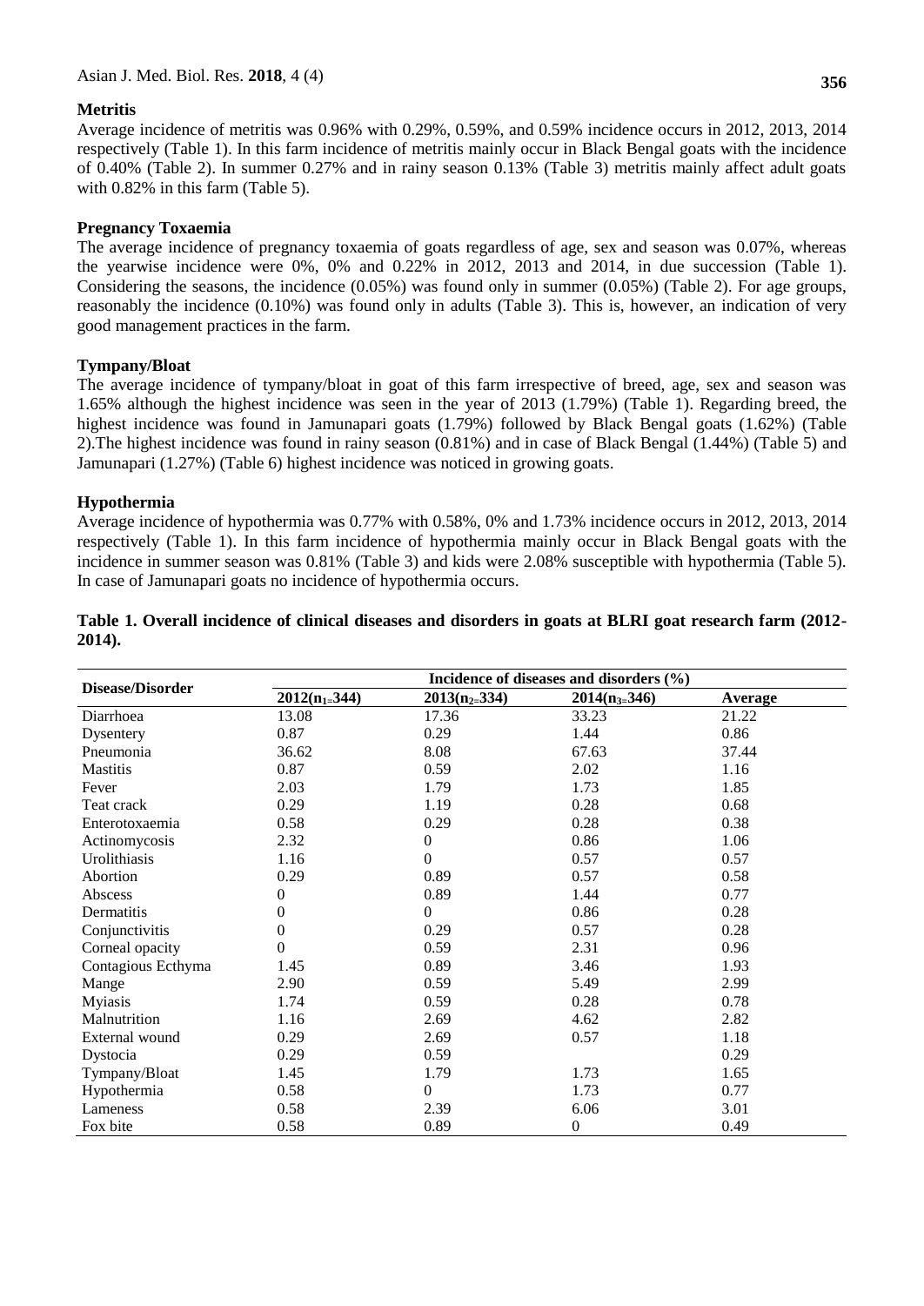### Metritis

Average incidence of metritis was 0.96% with 0.29%, 0.59%, and 0.59% incidence occurs in 2012, 2013, 2014 respectively (Table 1). In this farm incidence of metritis mainly occur in Black Bengal goats with the incidence of 0.40% (Table 2). In summer 0.27% and in rainy season 0.13% (Table 3) metritis mainly affect adult goats with 0.82% in this farm (Table 5).

### Pregnancy Toxaemia

The average incidence of pregnancy toxaemia of goats regardless of age, sex and season was 0.07%, whereas the yearwise incidence were 0%, 0% and 0.22% in 2012, 2013 and 2014, in due succession (Table 1). Considering the seasons, the incidence (0.05%) was found only in summer (0.05%) (Table 2). For age groups, reasonably the incidence (0.10%) was found only in adults (Table 3). This is, however, an indication of very good management practices in the farm.

### Tympany/Bloat

The average incidence of tympany/bloat in goat of this farm irrespective of breed, age, sex and season was 1.65% although the highest incidence was seen in the year of 2013 (1.79%) (Table 1). Regarding breed, the highest incidence was found in Jamunapari goats (1.79%) followed by Black Bengal goats (1.62%) (Table 2).The highest incidence was found in rainy season (0.81%) and in case of Black Bengal (1.44%) (Table 5) and Jamunapari (1.27%) (Table 6) highest incidence was noticed in growing goats.

### Hypothermia

Average incidence of hypothermia was 0.77% with 0.58%, 0% and 1.73% incidence occurs in 2012, 2013, 2014 respectively (Table 1). In this farm incidence of hypothermia mainly occur in Black Bengal goats with the incidence in summer season was 0.81% (Table 3) and kids were 2.08% susceptible with hypothermia (Table 5). In case of Jamunapari goats no incidence of hypothermia occurs.

**Table 1. Overall incidence of clinical diseases and disorders in goats at BLRI goat research farm (2012-2014).**

| Disease/Disorder | Incidence of diseases and disorders (%) | | | |
|---|---|---|---|---|
| | 2012($n_1$=344) | 2013($n_2$=334) | 2014($n_3$=346) | Average |
| Diarrhoea | 13.08 | 17.36 | 33.23 | 21.22 |
| Dysentery | 0.87 | 0.29 | 1.44 | 0.86 |
| Pneumonia | 36.62 | 8.08 | 67.63 | 37.44 |
| Mastitis | 0.87 | 0.59 | 2.02 | 1.16 |
| Fever | 2.03 | 1.79 | 1.73 | 1.85 |
| Teat crack | 0.29 | 1.19 | 0.28 | 0.68 |
| Enterotoxaemia | 0.58 | 0.29 | 0.28 | 0.38 |
| Actinomycosis | 2.32 | 0 | 0.86 | 1.06 |
| Urolithiasis | 1.16 | 0 | 0.57 | 0.57 |
| Abortion | 0.29 | 0.89 | 0.57 | 0.58 |
| Abscess | 0 | 0.89 | 1.44 | 0.77 |
| Dermatitis | 0 | 0 | 0.86 | 0.28 |
| Conjunctivitis | 0 | 0.29 | 0.57 | 0.28 |
| Corneal opacity | 0 | 0.59 | 2.31 | 0.96 |
| Contagious Ecthyma | 1.45 | 0.89 | 3.46 | 1.93 |
| Mange | 2.90 | 0.59 | 5.49 | 2.99 |
| Myiasis | 1.74 | 0.59 | 0.28 | 0.78 |
| Malnutrition | 1.16 | 2.69 | 4.62 | 2.82 |
| External wound | 0.29 | 2.69 | 0.57 | 1.18 |
| Dystocia | 0.29 | 0.59 | | 0.29 |
| Tympany/Bloat | 1.45 | 1.79 | 1.73 | 1.65 |
| Hypothermia | 0.58 | 0 | 1.73 | 0.77 |
| Lameness | 0.58 | 2.39 | 6.06 | 3.01 |
| Fox bite | 0.58 | 0.89 | 0 | 0.49 |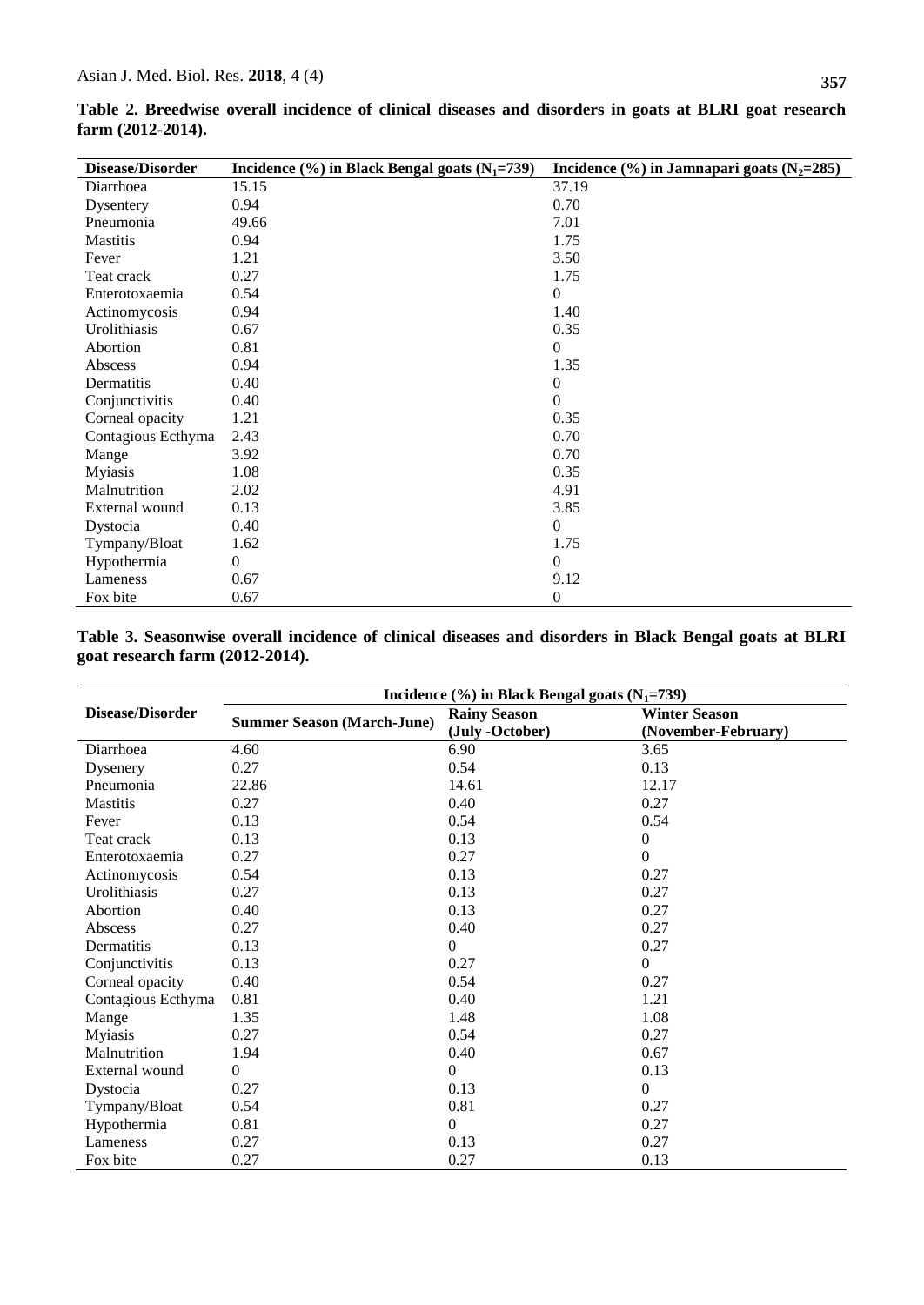**Table 2. Breedwise overall incidence of clinical diseases and disorders in goats at BLRI goat research farm (2012-2014).**

| Disease/Disorder | Incidence (%) in Black Bengal goats ($N_1$=739) | Incidence (%) in Jamnapari goats ($N_2$=285) |
|---|---|---|
| Diarrhoea | 15.15 | 37.19 |
| Dysentery | 0.94 | 0.70 |
| Pneumonia | 49.66 | 7.01 |
| Mastitis | 0.94 | 1.75 |
| Fever | 1.21 | 3.50 |
| Teat crack | 0.27 | 1.75 |
| Enterotoxaemia | 0.54 | 0 |
| Actinomycosis | 0.94 | 1.40 |
| Urolithiasis | 0.67 | 0.35 |
| Abortion | 0.81 | 0 |
| Abscess | 0.94 | 1.35 |
| Dermatitis | 0.40 | 0 |
| Conjunctivitis | 0.40 | 0 |
| Corneal opacity | 1.21 | 0.35 |
| Contagious Ecthyma | 2.43 | 0.70 |
| Mange | 3.92 | 0.70 |
| Myiasis | 1.08 | 0.35 |
| Malnutrition | 2.02 | 4.91 |
| External wound | 0.13 | 3.85 |
| Dystocia | 0.40 | 0 |
| Tympany/Bloat | 1.62 | 1.75 |
| Hypothermia | 0 | 0 |
| Lameness | 0.67 | 9.12 |
| Fox bite | 0.67 | 0 |

**Table 3. Seasonwise overall incidence of clinical diseases and disorders in Black Bengal goats at BLRI goat research farm (2012-2014).**

| Disease/Disorder | Incidence (%) in Black Bengal goats ($N_1$=739) | | |
|---|---|---|---|
| | Summer Season (March-June) | Rainy Season (July -October) | Winter Season (November-February) |
| Diarrhoea | 4.60 | 6.90 | 3.65 |
| Dysenery | 0.27 | 0.54 | 0.13 |
| Pneumonia | 22.86 | 14.61 | 12.17 |
| Mastitis | 0.27 | 0.40 | 0.27 |
| Fever | 0.13 | 0.54 | 0.54 |
| Teat crack | 0.13 | 0.13 | 0 |
| Enterotoxaemia | 0.27 | 0.27 | 0 |
| Actinomycosis | 0.54 | 0.13 | 0.27 |
| Urolithiasis | 0.27 | 0.13 | 0.27 |
| Abortion | 0.40 | 0.13 | 0.27 |
| Abscess | 0.27 | 0.40 | 0.27 |
| Dermatitis | 0.13 | 0 | 0.27 |
| Conjunctivitis | 0.13 | 0.27 | 0 |
| Corneal opacity | 0.40 | 0.54 | 0.27 |
| Contagious Ecthyma | 0.81 | 0.40 | 1.21 |
| Mange | 1.35 | 1.48 | 1.08 |
| Myiasis | 0.27 | 0.54 | 0.27 |
| Malnutrition | 1.94 | 0.40 | 0.67 |
| External wound | 0 | 0 | 0.13 |
| Dystocia | 0.27 | 0.13 | 0 |
| Tympany/Bloat | 0.54 | 0.81 | 0.27 |
| Hypothermia | 0.81 | 0 | 0.27 |
| Lameness | 0.27 | 0.13 | 0.27 |
| Fox bite | 0.27 | 0.27 | 0.13 |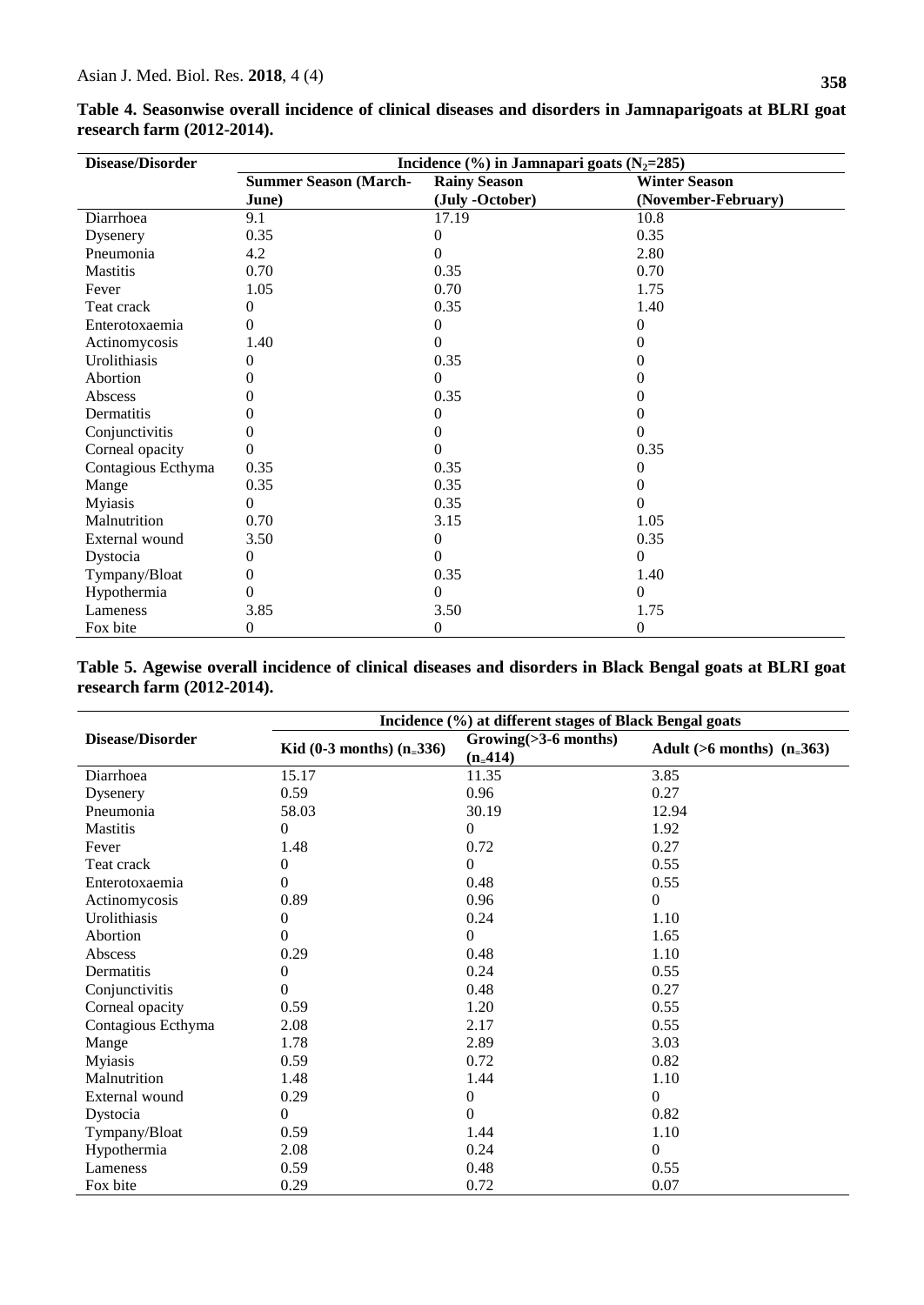**Table 4. Seasonwise overall incidence of clinical diseases and disorders in Jamnaparigoats at BLRI goat research farm (2012-2014).**

| Disease/Disorder | Incidence (%) in Jamnapari goats ($N_2$=285) | | |
|---|---|---|---|
| | Summer Season (March-June) | Rainy Season (July -October) | Winter Season (November-February) |
| Diarrhoea | 9.1 | 17.19 | 10.8 |
| Dysenery | 0.35 | 0 | 0.35 |
| Pneumonia | 4.2 | 0 | 2.80 |
| Mastitis | 0.70 | 0.35 | 0.70 |
| Fever | 1.05 | 0.70 | 1.75 |
| Teat crack | 0 | 0.35 | 1.40 |
| Enterotoxaemia | 0 | 0 | 0 |
| Actinomycosis | 1.40 | 0 | 0 |
| Urolithiasis | 0 | 0.35 | 0 |
| Abortion | 0 | 0 | 0 |
| Abscess | 0 | 0.35 | 0 |
| Dermatitis | 0 | 0 | 0 |
| Conjunctivitis | 0 | 0 | 0 |
| Corneal opacity | 0 | 0 | 0.35 |
| Contagious Ecthyma | 0.35 | 0.35 | 0 |
| Mange | 0.35 | 0.35 | 0 |
| Myiasis | 0 | 0.35 | 0 |
| Malnutrition | 0.70 | 3.15 | 1.05 |
| External wound | 3.50 | 0 | 0.35 |
| Dystocia | 0 | 0 | 0 |
| Tympany/Bloat | 0 | 0.35 | 1.40 |
| Hypothermia | 0 | 0 | 0 |
| Lameness | 3.85 | 3.50 | 1.75 |
| Fox bite | 0 | 0 | 0 |

**Table 5. Agewise overall incidence of clinical diseases and disorders in Black Bengal goats at BLRI goat research farm (2012-2014).**

| Disease/Disorder | Incidence (%) at different stages of Black Bengal goats | | |
|---|---|---|---|
| | Kid (0-3 months) (n=336) | Growing(>3-6 months) (n=414) | Adult (>6 months) (n=363) |
| Diarrhoea | 15.17 | 11.35 | 3.85 |
| Dysenery | 0.59 | 0.96 | 0.27 |
| Pneumonia | 58.03 | 30.19 | 12.94 |
| Mastitis | 0 | 0 | 1.92 |
| Fever | 1.48 | 0.72 | 0.27 |
| Teat crack | 0 | 0 | 0.55 |
| Enterotoxaemia | 0 | 0.48 | 0.55 |
| Actinomycosis | 0.89 | 0.96 | 0 |
| Urolithiasis | 0 | 0.24 | 1.10 |
| Abortion | 0 | 0 | 1.65 |
| Abscess | 0.29 | 0.48 | 1.10 |
| Dermatitis | 0 | 0.24 | 0.55 |
| Conjunctivitis | 0 | 0.48 | 0.27 |
| Corneal opacity | 0.59 | 1.20 | 0.55 |
| Contagious Ecthyma | 2.08 | 2.17 | 0.55 |
| Mange | 1.78 | 2.89 | 3.03 |
| Myiasis | 0.59 | 0.72 | 0.82 |
| Malnutrition | 1.48 | 1.44 | 1.10 |
| External wound | 0.29 | 0 | 0 |
| Dystocia | 0 | 0 | 0.82 |
| Tympany/Bloat | 0.59 | 1.44 | 1.10 |
| Hypothermia | 2.08 | 0.24 | 0 |
| Lameness | 0.59 | 0.48 | 0.55 |
| Fox bite | 0.29 | 0.72 | 0.07 |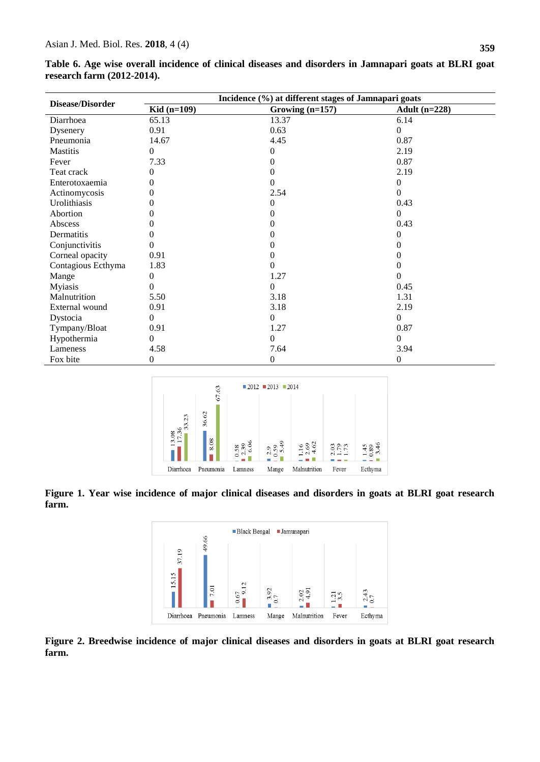**Table 6. Age wise overall incidence of clinical diseases and disorders in Jamnapari goats at BLRI goat research farm (2012-2014).**

| Disease/Disorder | Incidence (%) at different stages of Jamnapari goats | | |
|---|---|---|---|
| | Kid (n=109) | Growing (n=157) | Adult (n=228) |
| Diarrhoea | 65.13 | 13.37 | 6.14 |
| Dysenery | 0.91 | 0.63 | 0 |
| Pneumonia | 14.67 | 4.45 | 0.87 |
| Mastitis | 0 | 0 | 2.19 |
| Fever | 7.33 | 0 | 0.87 |
| Teat crack | 0 | 0 | 2.19 |
| Enterotoxaemia | 0 | 0 | 0 |
| Actinomycosis | 0 | 2.54 | 0 |
| Urolithiasis | 0 | 0 | 0.43 |
| Abortion | 0 | 0 | 0 |
| Abscess | 0 | 0 | 0.43 |
| Dermatitis | 0 | 0 | 0 |
| Conjunctivitis | 0 | 0 | 0 |
| Corneal opacity | 0.91 | 0 | 0 |
| Contagious Ecthyma | 1.83 | 0 | 0 |
| Mange | 0 | 1.27 | 0 |
| Myiasis | 0 | 0 | 0.45 |
| Malnutrition | 5.50 | 3.18 | 1.31 |
| External wound | 0.91 | 3.18 | 2.19 |
| Dystocia | 0 | 0 | 0 |
| Tympany/Bloat | 0.91 | 1.27 | 0.87 |
| Hypothermia | 0 | 0 | 0 |
| Lameness | 4.58 | 7.64 | 3.94 |
| Fox bite | 0 | 0 | 0 |

2012 2013 2014

Diarrhoea: 13.08, 17.36, 33.23
Pneumonia: 36.62, 8.08, 67.63
Lamness: 0.58, 2.39, 6.06
Mange: 2.9, 0.59, 5.49
Malnutrition: 1.16, 2.69, 4.62
Fever: 2.03, 1.79, 1.73
Ecthyma: 1.45, 0.89, 3.46

**Figure 1. Year wise incidence of major clinical diseases and disorders in goats at BLRI goat research farm.**

Black Bengal Jamunapari

Diarrhoea: 15.15, 37.19
Pneumonia: 49.66, 7.01
Lamness: 0.67, 9.12
Mange: 3.92, 0.7
Malnutrition: 2.02, 4.91
Fever: 1.21, 3.5
Ecthyma: 2.43, 0.7

**Figure 2. Breedwise incidence of major clinical diseases and disorders in goats at BLRI goat research farm.**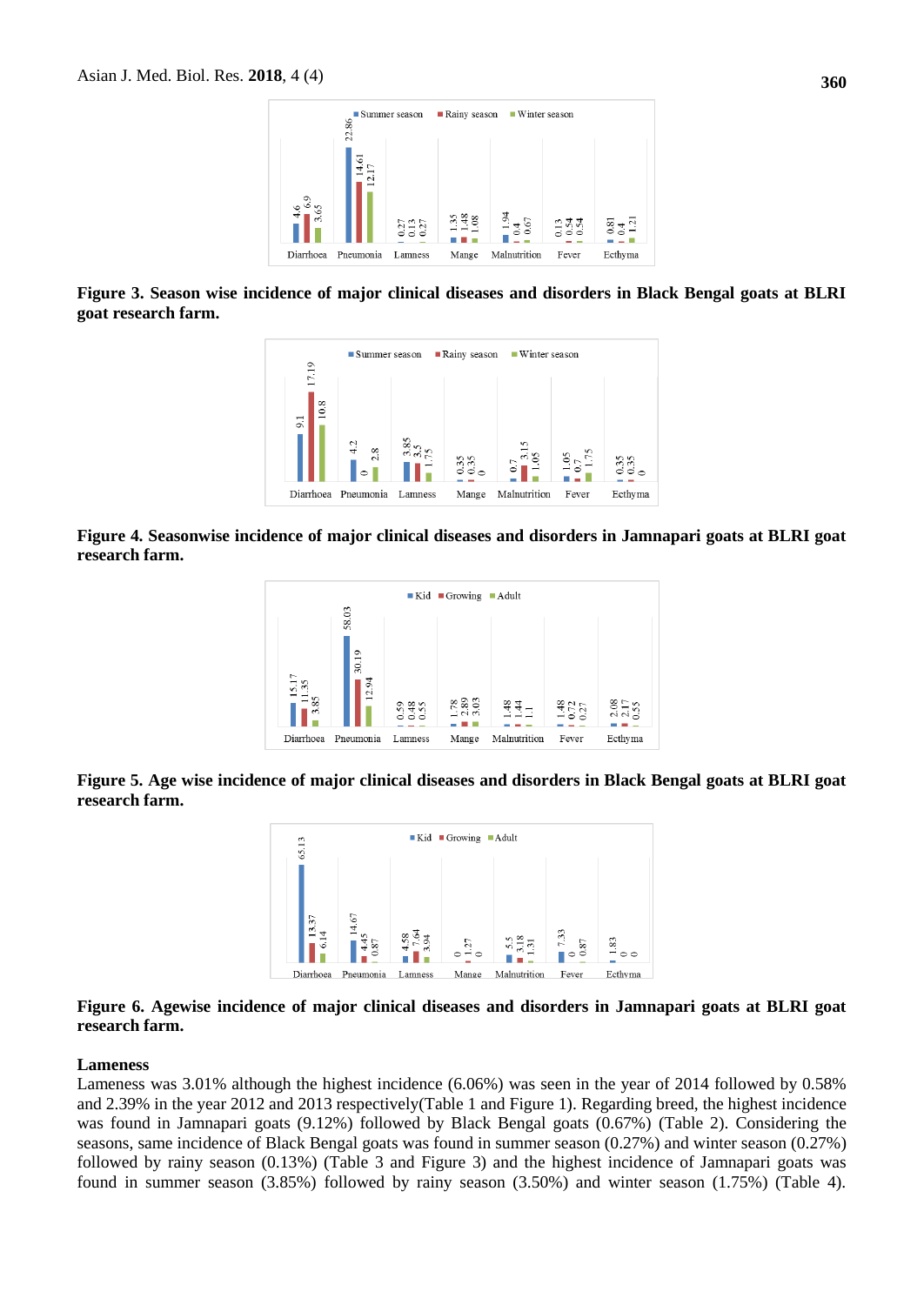Summer season Rainy season Winter season

22.86
14.61
12.17
4.6
6.9
3.65
0.27
0.13
0.27
1.35
1.48
1.08
1.94
0.4
0.67
0.13
0.54
0.54
0.81
0.4
1.21

Diarrhoea Pneumonia Lamness Mange Malnutrition Fever Ecthyma

**Figure 3. Season wise incidence of major clinical diseases and disorders in Black Bengal goats at BLRI goat research farm.**

Summer season Rainy season Winter season

9.1
17.19
10.8
4.2
0
2.8
3.85
3.5
1.75
0.35
0.35
0
0.7
3.15
1.05
1.05
0.7
1.75
0.35
0.35
0

Diarrhoea Pneumonia Lamness Mange Malnutrition Fever Ecthyma

**Figure 4. Seasonwise incidence of major clinical diseases and disorders in Jamnapari goats at BLRI goat research farm.**

Kid Growing Adult

15.17
11.35
3.85
58.03
30.19
12.94
0.59
0.48
0.55
1.78
2.89
3.03
1.48
1.44
1.1
1.48
0.72
0.27
2.08
2.17
0.55

Diarrhoea Pneumonia Lamness Mange Malnutrition Fever Ecthyma

**Figure 5. Age wise incidence of major clinical diseases and disorders in Black Bengal goats at BLRI goat research farm.**

Kid Growing Adult

65.13
13.37
6.14
14.67
4.45
0.87
4.58
7.64
3.94
0
1.27
0
5.5
3.18
1.31
7.33
0
0.87
1.83
0
0

Diarrhoea Pneumonia Lamness Mange Malnutrition Fever Ecthyma

**Figure 6. Agewise incidence of major clinical diseases and disorders in Jamnapari goats at BLRI goat research farm.**

### Lameness

Lameness was 3.01% although the highest incidence (6.06%) was seen in the year of 2014 followed by 0.58% and 2.39% in the year 2012 and 2013 respectively(Table 1 and Figure 1). Regarding breed, the highest incidence was found in Jamnapari goats (9.12%) followed by Black Bengal goats (0.67%) (Table 2). Considering the seasons, same incidence of Black Bengal goats was found in summer season (0.27%) and winter season (0.27%) followed by rainy season (0.13%) (Table 3 and Figure 3) and the highest incidence of Jamnapari goats was found in summer season (3.85%) followed by rainy season (3.50%) and winter season (1.75%) (Table 4).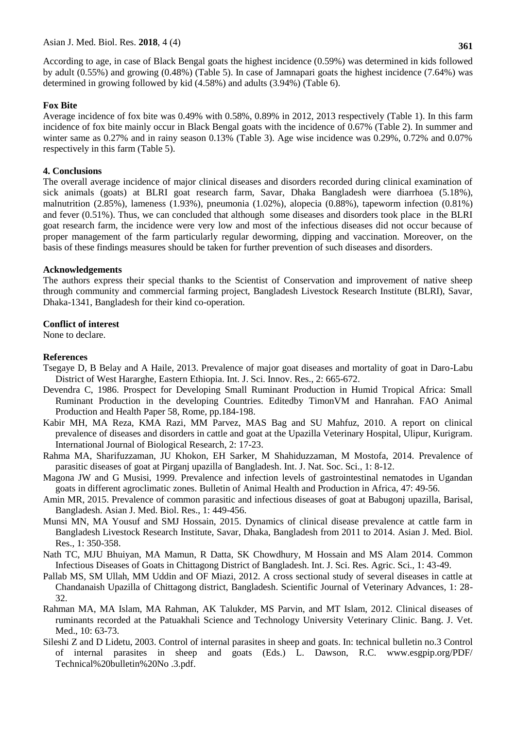According to age, in case of Black Bengal goats the highest incidence (0.59%) was determined in kids followed by adult (0.55%) and growing (0.48%) (Table 5). In case of Jamnapari goats the highest incidence (7.64%) was determined in growing followed by kid (4.58%) and adults (3.94%) (Table 6).

### Fox Bite

Average incidence of fox bite was 0.49% with 0.58%, 0.89% in 2012, 2013 respectively (Table 1). In this farm incidence of fox bite mainly occur in Black Bengal goats with the incidence of 0.67% (Table 2). In summer and winter same as 0.27% and in rainy season 0.13% (Table 3). Age wise incidence was 0.29%, 0.72% and 0.07% respectively in this farm (Table 5).

## 4. Conclusions

The overall average incidence of major clinical diseases and disorders recorded during clinical examination of sick animals (goats) at BLRI goat research farm, Savar, Dhaka Bangladesh were diarrhoea (5.18%), malnutrition (2.85%), lameness (1.93%), pneumonia (1.02%), alopecia (0.88%), tapeworm infection (0.81%) and fever (0.51%). Thus, we can concluded that although some diseases and disorders took place in the BLRI goat research farm, the incidence were very low and most of the infectious diseases did not occur because of proper management of the farm particularly regular deworming, dipping and vaccination. Moreover, on the basis of these findings measures should be taken for further prevention of such diseases and disorders.

## Acknowledgements

The authors express their special thanks to the Scientist of Conservation and improvement of native sheep through community and commercial farming project, Bangladesh Livestock Research Institute (BLRI), Savar, Dhaka-1341, Bangladesh for their kind co-operation.

## Conflict of interest

None to declare.

## References

Tsegaye D, B Belay and A Haile, 2013. Prevalence of major goat diseases and mortality of goat in Daro-Labu District of West Hararghe, Eastern Ethiopia. Int. J. Sci. Innov. Res., 2: 665-672.

Devendra C, 1986. Prospect for Developing Small Ruminant Production in Humid Tropical Africa: Small Ruminant Production in the developing Countries. Editedby TimonVM and Hanrahan. FAO Animal Production and Health Paper 58, Rome, pp.184-198.

Kabir MH, MA Reza, KMA Razi, MM Parvez, MAS Bag and SU Mahfuz, 2010. A report on clinical prevalence of diseases and disorders in cattle and goat at the Upazilla Veterinary Hospital, Ulipur, Kurigram. International Journal of Biological Research, 2: 17-23.

Rahma MA, Sharifuzzaman, JU Khokon, EH Sarker, M Shahiduzzaman, M Mostofa, 2014. Prevalence of parasitic diseases of goat at Pirganj upazilla of Bangladesh. Int. J. Nat. Soc. Sci., 1: 8-12.

Magona JW and G Musisi, 1999. Prevalence and infection levels of gastrointestinal nematodes in Ugandan goats in different agroclimatic zones. Bulletin of Animal Health and Production in Africa, 47: 49-56.

Amin MR, 2015. Prevalence of common parasitic and infectious diseases of goat at Babugonj upazilla, Barisal, Bangladesh. Asian J. Med. Biol. Res., 1: 449-456.

Munsi MN, MA Yousuf and SMJ Hossain, 2015. Dynamics of clinical disease prevalence at cattle farm in Bangladesh Livestock Research Institute, Savar, Dhaka, Bangladesh from 2011 to 2014. Asian J. Med. Biol. Res., 1: 350-358.

Nath TC, MJU Bhuiyan, MA Mamun, R Datta, SK Chowdhury, M Hossain and MS Alam 2014. Common Infectious Diseases of Goats in Chittagong District of Bangladesh. Int. J. Sci. Res. Agric. Sci., 1: 43-49.

Pallab MS, SM Ullah, MM Uddin and OF Miazi, 2012. A cross sectional study of several diseases in cattle at Chandanaish Upazilla of Chittagong district, Bangladesh. Scientific Journal of Veterinary Advances, 1: 28-32.

Rahman MA, MA Islam, MA Rahman, AK Talukder, MS Parvin, and MT Islam, 2012. Clinical diseases of ruminants recorded at the Patuakhali Science and Technology University Veterinary Clinic. Bang. J. Vet. Med., 10: 63-73.

Sileshi Z and D Lidetu, 2003. Control of internal parasites in sheep and goats. In: technical bulletin no.3 Control of internal parasites in sheep and goats (Eds.) L. Dawson, R.C. www.esgpip.org/PDF/Technical%20bulletin%20No .3.pdf.